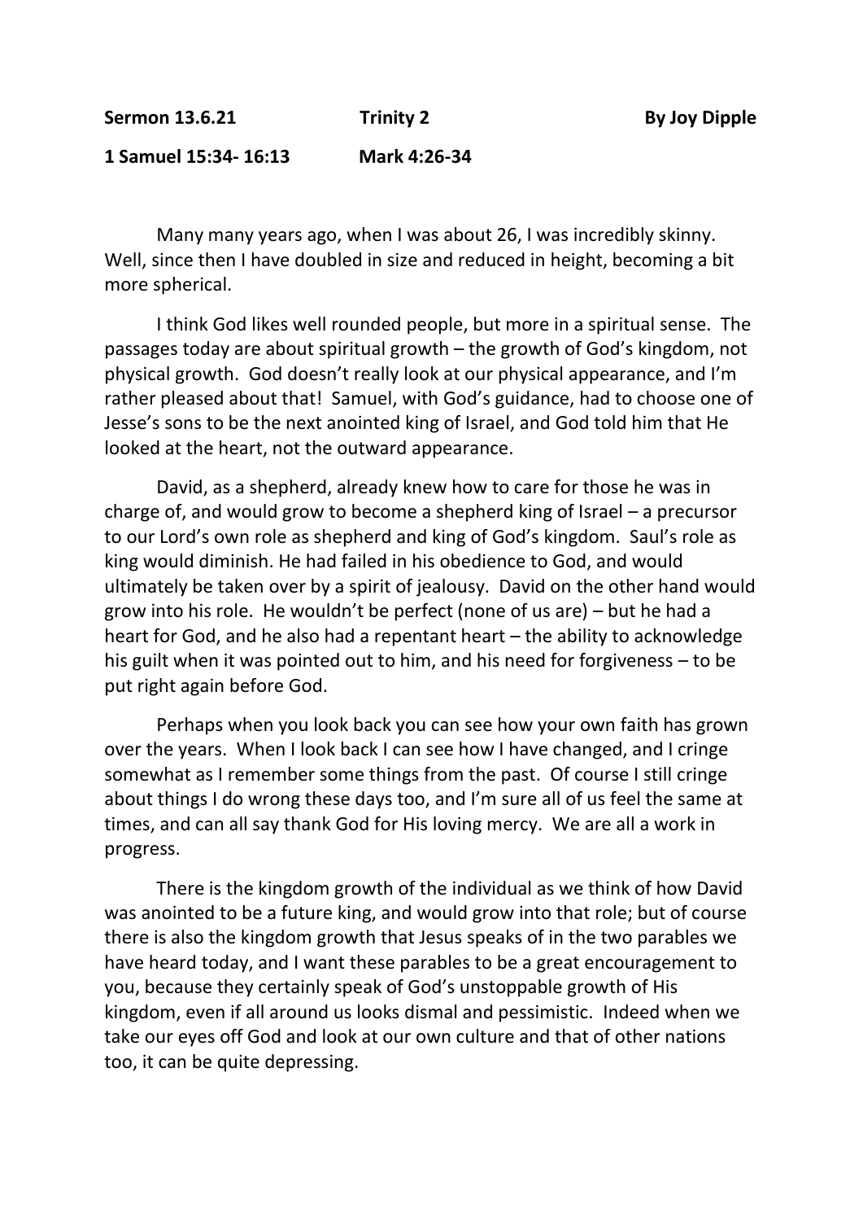**Sermon 13.6.21** **Trinity 2** **By Joy Dipple**

**1 Samuel 15:34- 16:13** **Mark 4:26-34**

Many many years ago, when I was about 26, I was incredibly skinny. Well, since then I have doubled in size and reduced in height, becoming a bit more spherical.

I think God likes well rounded people, but more in a spiritual sense. The passages today are about spiritual growth – the growth of God's kingdom, not physical growth. God doesn't really look at our physical appearance, and I'm rather pleased about that! Samuel, with God's guidance, had to choose one of Jesse's sons to be the next anointed king of Israel, and God told him that He looked at the heart, not the outward appearance.

David, as a shepherd, already knew how to care for those he was in charge of, and would grow to become a shepherd king of Israel – a precursor to our Lord's own role as shepherd and king of God's kingdom. Saul's role as king would diminish. He had failed in his obedience to God, and would ultimately be taken over by a spirit of jealousy. David on the other hand would grow into his role. He wouldn't be perfect (none of us are) – but he had a heart for God, and he also had a repentant heart – the ability to acknowledge his guilt when it was pointed out to him, and his need for forgiveness – to be put right again before God.

Perhaps when you look back you can see how your own faith has grown over the years. When I look back I can see how I have changed, and I cringe somewhat as I remember some things from the past. Of course I still cringe about things I do wrong these days too, and I'm sure all of us feel the same at times, and can all say thank God for His loving mercy. We are all a work in progress.

There is the kingdom growth of the individual as we think of how David was anointed to be a future king, and would grow into that role; but of course there is also the kingdom growth that Jesus speaks of in the two parables we have heard today, and I want these parables to be a great encouragement to you, because they certainly speak of God's unstoppable growth of His kingdom, even if all around us looks dismal and pessimistic. Indeed when we take our eyes off God and look at our own culture and that of other nations too, it can be quite depressing.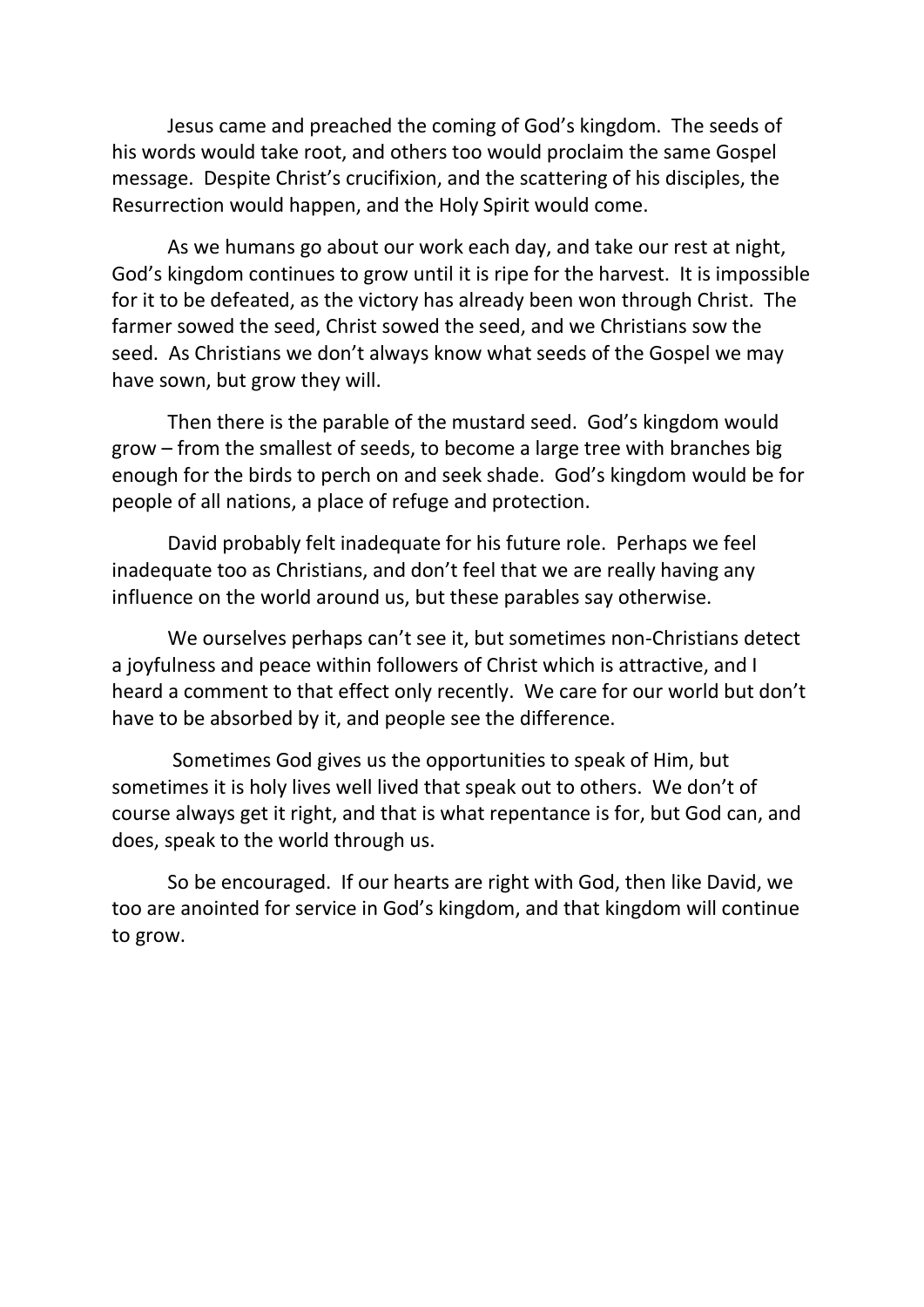Jesus came and preached the coming of God's kingdom. The seeds of his words would take root, and others too would proclaim the same Gospel message. Despite Christ's crucifixion, and the scattering of his disciples, the Resurrection would happen, and the Holy Spirit would come.

As we humans go about our work each day, and take our rest at night, God's kingdom continues to grow until it is ripe for the harvest. It is impossible for it to be defeated, as the victory has already been won through Christ. The farmer sowed the seed, Christ sowed the seed, and we Christians sow the seed. As Christians we don't always know what seeds of the Gospel we may have sown, but grow they will.

Then there is the parable of the mustard seed. God's kingdom would grow – from the smallest of seeds, to become a large tree with branches big enough for the birds to perch on and seek shade. God's kingdom would be for people of all nations, a place of refuge and protection.

David probably felt inadequate for his future role. Perhaps we feel inadequate too as Christians, and don't feel that we are really having any influence on the world around us, but these parables say otherwise.

We ourselves perhaps can't see it, but sometimes non-Christians detect a joyfulness and peace within followers of Christ which is attractive, and I heard a comment to that effect only recently. We care for our world but don't have to be absorbed by it, and people see the difference.

Sometimes God gives us the opportunities to speak of Him, but sometimes it is holy lives well lived that speak out to others. We don't of course always get it right, and that is what repentance is for, but God can, and does, speak to the world through us.

So be encouraged. If our hearts are right with God, then like David, we too are anointed for service in God's kingdom, and that kingdom will continue to grow.